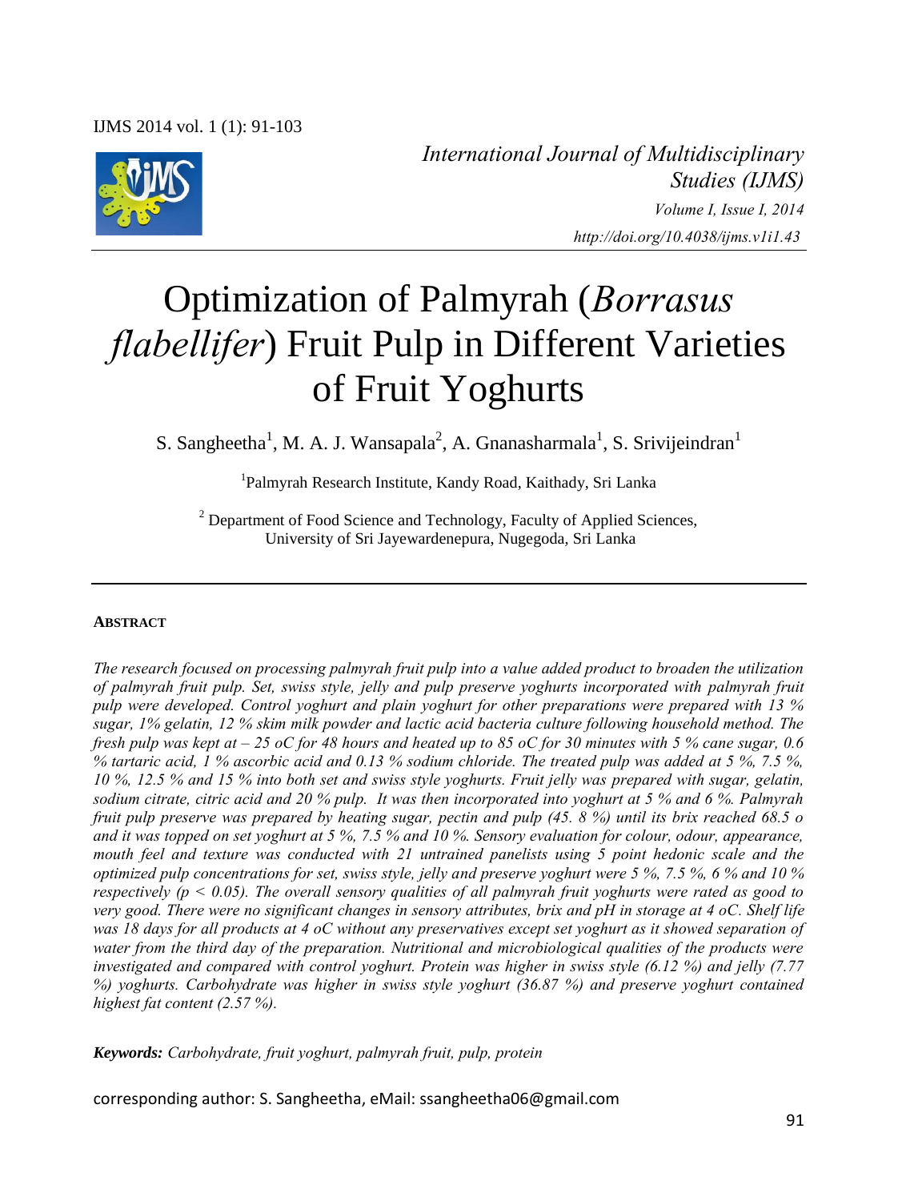International Journal of Multidisciplinary Studies (IJMS)
Volume I, Issue I, 2014
http://doi.org/10.4038/ijms.v1i1.43

# Optimization of Palmyrah (*Borrasus flabellifer*) Fruit Pulp in Different Varieties of Fruit Yoghurts

S. Sangheetha[1], M. A. J. Wansapala[2], A. Gnanasharmala[1], S. Srivijeindran[1]

[1]Palmyrah Research Institute, Kandy Road, Kaithady, Sri Lanka

[2] Department of Food Science and Technology, Faculty of Applied Sciences, University of Sri Jayewardenepura, Nugegoda, Sri Lanka

**ABSTRACT**

*The research focused on processing palmyrah fruit pulp into a value added product to broaden the utilization of palmyrah fruit pulp. Set, swiss style, jelly and pulp preserve yoghurts incorporated with palmyrah fruit pulp were developed. Control yoghurt and plain yoghurt for other preparations were prepared with 13 % sugar, 1% gelatin, 12 % skim milk powder and lactic acid bacteria culture following household method. The fresh pulp was kept at – 25 oC for 48 hours and heated up to 85 oC for 30 minutes with 5 % cane sugar, 0.6 % tartaric acid, 1 % ascorbic acid and 0.13 % sodium chloride. The treated pulp was added at 5 %, 7.5 %, 10 %, 12.5 % and 15 % into both set and swiss style yoghurts. Fruit jelly was prepared with sugar, gelatin, sodium citrate, citric acid and 20 % pulp. It was then incorporated into yoghurt at 5 % and 6 %. Palmyrah fruit pulp preserve was prepared by heating sugar, pectin and pulp (45. 8 %) until its brix reached 68.5 o and it was topped on set yoghurt at 5 %, 7.5 % and 10 %. Sensory evaluation for colour, odour, appearance, mouth feel and texture was conducted with 21 untrained panelists using 5 point hedonic scale and the optimized pulp concentrations for set, swiss style, jelly and preserve yoghurt were 5 %, 7.5 %, 6 % and 10 % respectively ($p < 0.05$). The overall sensory qualities of all palmyrah fruit yoghurts were rated as good to very good. There were no significant changes in sensory attributes, brix and pH in storage at 4 oC. Shelf life was 18 days for all products at 4 oC without any preservatives except set yoghurt as it showed separation of water from the third day of the preparation. Nutritional and microbiological qualities of the products were investigated and compared with control yoghurt. Protein was higher in swiss style (6.12 %) and jelly (7.77 %) yoghurts. Carbohydrate was higher in swiss style yoghurt (36.87 %) and preserve yoghurt contained highest fat content (2.57 %).*

***Keywords:*** *Carbohydrate, fruit yoghurt, palmyrah fruit, pulp, protein*

corresponding author: S. Sangheetha, eMail: ssangheetha06@gmail.com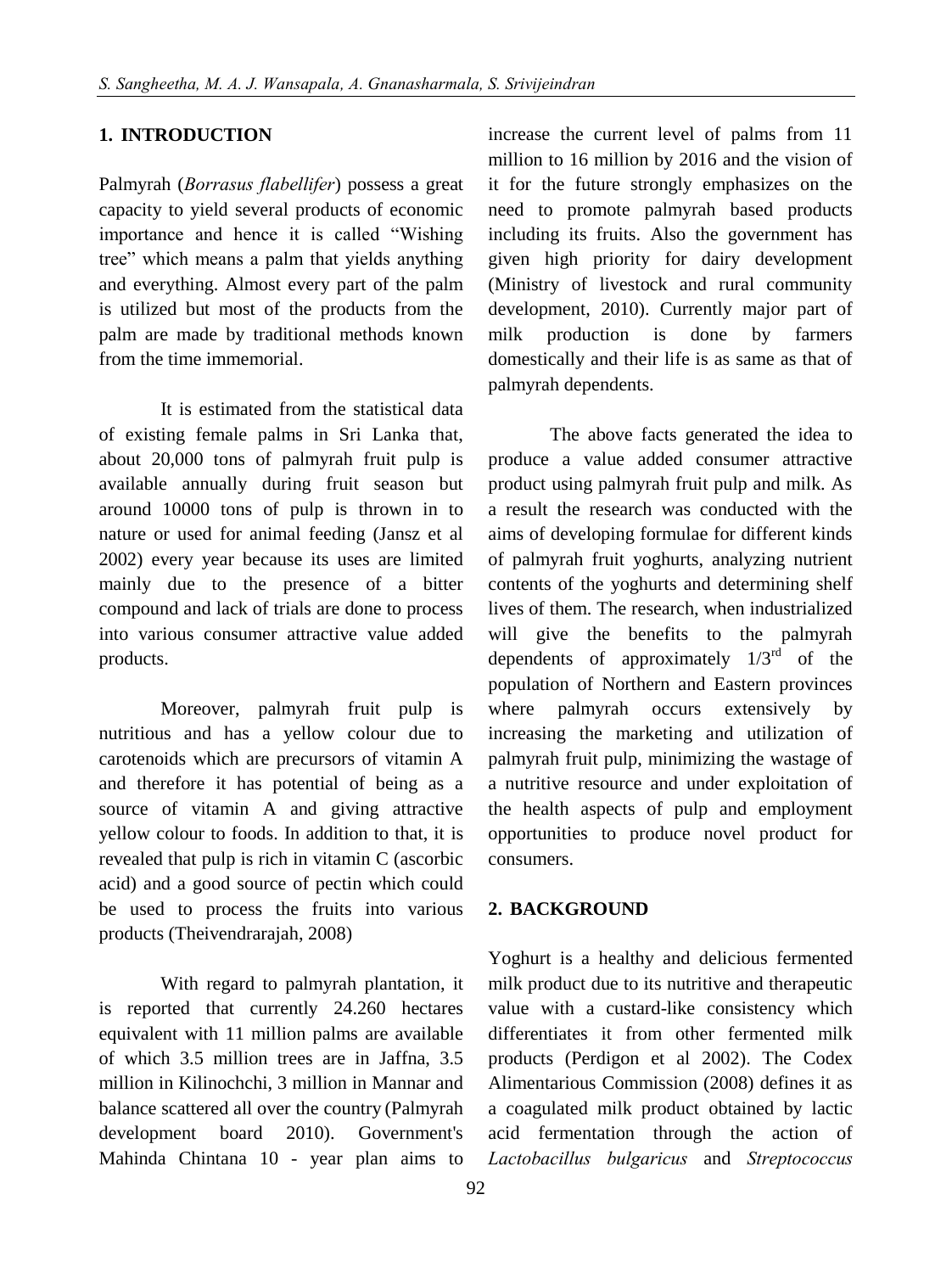## 1. INTRODUCTION

Palmyrah (*Borrasus flabellifer*) possess a great capacity to yield several products of economic importance and hence it is called "Wishing tree" which means a palm that yields anything and everything. Almost every part of the palm is utilized but most of the products from the palm are made by traditional methods known from the time immemorial.

It is estimated from the statistical data of existing female palms in Sri Lanka that, about 20,000 tons of palmyrah fruit pulp is available annually during fruit season but around 10000 tons of pulp is thrown in to nature or used for animal feeding (Jansz et al 2002) every year because its uses are limited mainly due to the presence of a bitter compound and lack of trials are done to process into various consumer attractive value added products.

Moreover, palmyrah fruit pulp is nutritious and has a yellow colour due to carotenoids which are precursors of vitamin A and therefore it has potential of being as a source of vitamin A and giving attractive yellow colour to foods. In addition to that, it is revealed that pulp is rich in vitamin C (ascorbic acid) and a good source of pectin which could be used to process the fruits into various products (Theivendrarajah, 2008)

With regard to palmyrah plantation, it is reported that currently 24.260 hectares equivalent with 11 million palms are available of which 3.5 million trees are in Jaffna, 3.5 million in Kilinochchi, 3 million in Mannar and balance scattered all over the country (Palmyrah development board 2010). Government's Mahinda Chintana 10 - year plan aims to increase the current level of palms from 11 million to 16 million by 2016 and the vision of it for the future strongly emphasizes on the need to promote palmyrah based products including its fruits. Also the government has given high priority for dairy development (Ministry of livestock and rural community development, 2010). Currently major part of milk production is done by farmers domestically and their life is as same as that of palmyrah dependents.

The above facts generated the idea to produce a value added consumer attractive product using palmyrah fruit pulp and milk. As a result the research was conducted with the aims of developing formulae for different kinds of palmyrah fruit yoghurts, analyzing nutrient contents of the yoghurts and determining shelf lives of them. The research, when industrialized will give the benefits to the palmyrah dependents of approximately 1/3rd of the population of Northern and Eastern provinces where palmyrah occurs extensively by increasing the marketing and utilization of palmyrah fruit pulp, minimizing the wastage of a nutritive resource and under exploitation of the health aspects of pulp and employment opportunities to produce novel product for consumers.

## 2. BACKGROUND

Yoghurt is a healthy and delicious fermented milk product due to its nutritive and therapeutic value with a custard-like consistency which differentiates it from other fermented milk products (Perdigon et al 2002). The Codex Alimentarious Commission (2008) defines it as a coagulated milk product obtained by lactic acid fermentation through the action of *Lactobacillus bulgaricus* and *Streptococcus*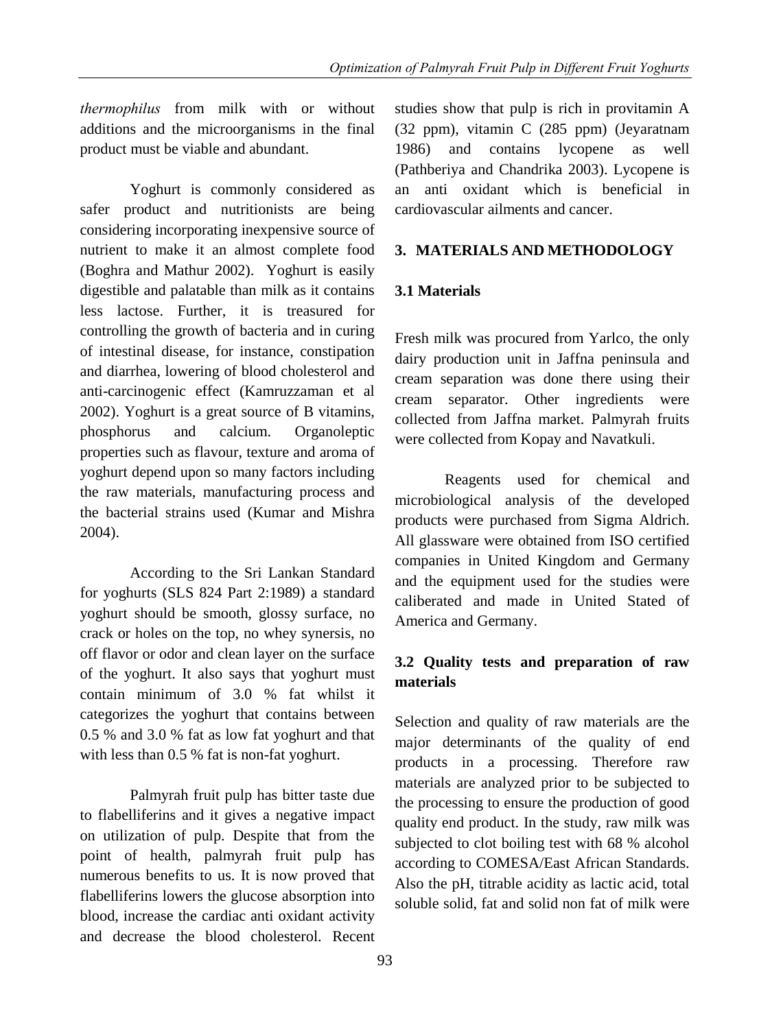*thermophilus* from milk with or without additions and the microorganisms in the final product must be viable and abundant.

Yoghurt is commonly considered as safer product and nutritionists are being considering incorporating inexpensive source of nutrient to make it an almost complete food (Boghra and Mathur 2002). Yoghurt is easily digestible and palatable than milk as it contains less lactose. Further, it is treasured for controlling the growth of bacteria and in curing of intestinal disease, for instance, constipation and diarrhea, lowering of blood cholesterol and anti-carcinogenic effect (Kamruzzaman et al 2002). Yoghurt is a great source of B vitamins, phosphorus and calcium. Organoleptic properties such as flavour, texture and aroma of yoghurt depend upon so many factors including the raw materials, manufacturing process and the bacterial strains used (Kumar and Mishra 2004).

According to the Sri Lankan Standard for yoghurts (SLS 824 Part 2:1989) a standard yoghurt should be smooth, glossy surface, no crack or holes on the top, no whey synersis, no off flavor or odor and clean layer on the surface of the yoghurt. It also says that yoghurt must contain minimum of 3.0 % fat whilst it categorizes the yoghurt that contains between 0.5 % and 3.0 % fat as low fat yoghurt and that with less than 0.5 % fat is non-fat yoghurt.

Palmyrah fruit pulp has bitter taste due to flabelliferins and it gives a negative impact on utilization of pulp. Despite that from the point of health, palmyrah fruit pulp has numerous benefits to us. It is now proved that flabelliferins lowers the glucose absorption into blood, increase the cardiac anti oxidant activity and decrease the blood cholesterol. Recent studies show that pulp is rich in provitamin A (32 ppm), vitamin C (285 ppm) (Jeyaratnam 1986) and contains lycopene as well (Pathberiya and Chandrika 2003). Lycopene is an anti oxidant which is beneficial in cardiovascular ailments and cancer.

## 3. MATERIALS AND METHODOLOGY

### 3.1 Materials

Fresh milk was procured from Yarlco, the only dairy production unit in Jaffna peninsula and cream separation was done there using their cream separator. Other ingredients were collected from Jaffna market. Palmyrah fruits were collected from Kopay and Navatkuli.

Reagents used for chemical and microbiological analysis of the developed products were purchased from Sigma Aldrich. All glassware were obtained from ISO certified companies in United Kingdom and Germany and the equipment used for the studies were caliberated and made in United Stated of America and Germany.

### 3.2 Quality tests and preparation of raw materials

Selection and quality of raw materials are the major determinants of the quality of end products in a processing. Therefore raw materials are analyzed prior to be subjected to the processing to ensure the production of good quality end product. In the study, raw milk was subjected to clot boiling test with 68 % alcohol according to COMESA/East African Standards. Also the pH, titrable acidity as lactic acid, total soluble solid, fat and solid non fat of milk were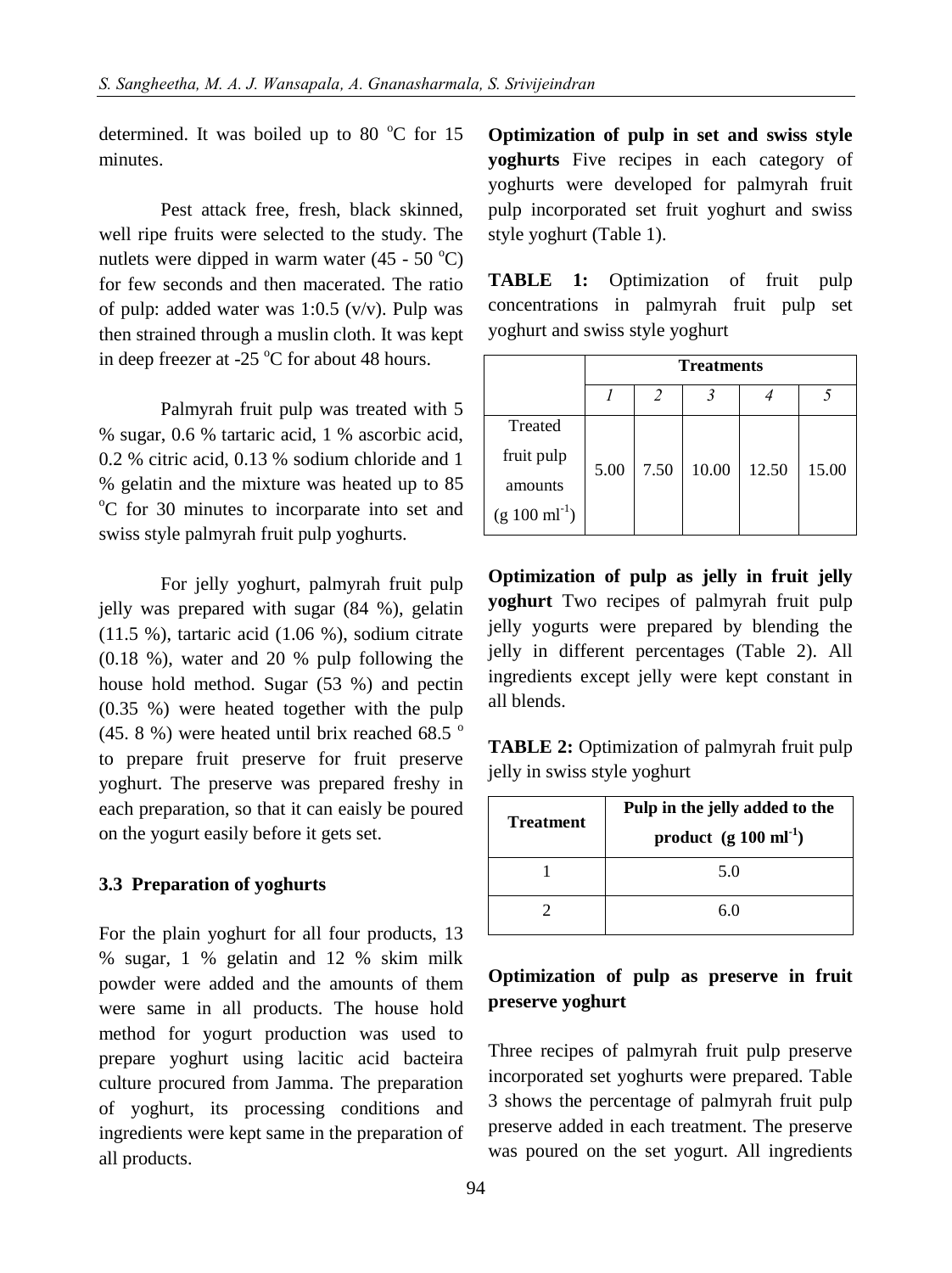determined. It was boiled up to 80 °C for 15 minutes.

Pest attack free, fresh, black skinned, well ripe fruits were selected to the study. The nutlets were dipped in warm water (45 - 50 °C) for few seconds and then macerated. The ratio of pulp: added water was 1:0.5 (v/v). Pulp was then strained through a muslin cloth. It was kept in deep freezer at -25 °C for about 48 hours.

Palmyrah fruit pulp was treated with 5 % sugar, 0.6 % tartaric acid, 1 % ascorbic acid, 0.2 % citric acid, 0.13 % sodium chloride and 1 % gelatin and the mixture was heated up to 85 °C for 30 minutes to incorparate into set and swiss style palmyrah fruit pulp yoghurts.

For jelly yoghurt, palmyrah fruit pulp jelly was prepared with sugar (84 %), gelatin (11.5 %), tartaric acid (1.06 %), sodium citrate (0.18 %), water and 20 % pulp following the house hold method. Sugar (53 %) and pectin (0.35 %) were heated together with the pulp (45. 8 %) were heated until brix reached 68.5 ° to prepare fruit preserve for fruit preserve yoghurt. The preserve was prepared freshy in each preparation, so that it can eaisly be poured on the yogurt easily before it gets set.

### 3.3 Preparation of yoghurts

For the plain yoghurt for all four products, 13 % sugar, 1 % gelatin and 12 % skim milk powder were added and the amounts of them were same in all products. The house hold method for yogurt production was used to prepare yoghurt using lacitic acid bacteira culture procured from Jamma. The preparation of yoghurt, its processing conditions and ingredients were kept same in the preparation of all products.

**Optimization of pulp in set and swiss style yoghurts** Five recipes in each category of yoghurts were developed for palmyrah fruit pulp incorporated set fruit yoghurt and swiss style yoghurt (Table 1).

**TABLE 1:** Optimization of fruit pulp concentrations in palmyrah fruit pulp set yoghurt and swiss style yoghurt

| | Treatments | | | | |
|---|---|---|---|---|---|
| | *1* | *2* | *3* | *4* | *5* |
| Treated fruit pulp amounts (g 100 $ml^{-1}$) | 5.00 | 7.50 | 10.00 | 12.50 | 15.00 |

**Optimization of pulp as jelly in fruit jelly yoghurt** Two recipes of palmyrah fruit pulp jelly yogurts were prepared by blending the jelly in different percentages (Table 2). All ingredients except jelly were kept constant in all blends.

**TABLE 2:** Optimization of palmyrah fruit pulp jelly in swiss style yoghurt

| Treatment | Pulp in the jelly added to the product (g 100 $ml^{-1}$) |
|---|---|
| 1 | 5.0 |
| 2 | 6.0 |

**Optimization of pulp as preserve in fruit preserve yoghurt**

Three recipes of palmyrah fruit pulp preserve incorporated set yoghurts were prepared. Table 3 shows the percentage of palmyrah fruit pulp preserve added in each treatment. The preserve was poured on the set yogurt. All ingredients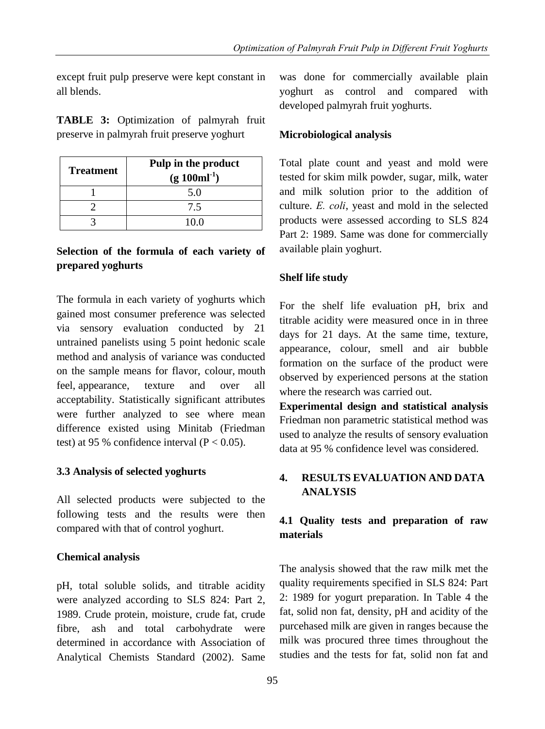except fruit pulp preserve were kept constant in all blends.

**TABLE 3:** Optimization of palmyrah fruit preserve in palmyrah fruit preserve yoghurt

| Treatment | Pulp in the product ($g\ 100ml^{-1}$) |
|---|---|
| 1 | 5.0 |
| 2 | 7.5 |
| 3 | 10.0 |

### Selection of the formula of each variety of prepared yoghurts

The formula in each variety of yoghurts which gained most consumer preference was selected via sensory evaluation conducted by 21 untrained panelists using 5 point hedonic scale method and analysis of variance was conducted on the sample means for flavor, colour, mouth feel, appearance, texture and over all acceptability. Statistically significant attributes were further analyzed to see where mean difference existed using Minitab (Friedman test) at 95 % confidence interval ($P < 0.05$).

## 3.3 Analysis of selected yoghurts

All selected products were subjected to the following tests and the results were then compared with that of control yoghurt.

### Chemical analysis

pH, total soluble solids, and titrable acidity were analyzed according to SLS 824: Part 2, 1989. Crude protein, moisture, crude fat, crude fibre, ash and total carbohydrate were determined in accordance with Association of Analytical Chemists Standard (2002). Same was done for commercially available plain yoghurt as control and compared with developed palmyrah fruit yoghurts.

### Microbiological analysis

Total plate count and yeast and mold were tested for skim milk powder, sugar, milk, water and milk solution prior to the addition of culture. *E. coli*, yeast and mold in the selected products were assessed according to SLS 824 Part 2: 1989. Same was done for commercially available plain yoghurt.

### Shelf life study

For the shelf life evaluation pH, brix and titrable acidity were measured once in in three days for 21 days. At the same time, texture, appearance, colour, smell and air bubble formation on the surface of the product were observed by experienced persons at the station where the research was carried out.

**Experimental design and statistical analysis** Friedman non parametric statistical method was used to analyze the results of sensory evaluation data at 95 % confidence level was considered.

# 4. RESULTS EVALUATION AND DATA ANALYSIS

## 4.1 Quality tests and preparation of raw materials

The analysis showed that the raw milk met the quality requirements specified in SLS 824: Part 2: 1989 for yogurt preparation. In Table 4 the fat, solid non fat, density, pH and acidity of the purcehased milk are given in ranges because the milk was procured three times throughout the studies and the tests for fat, solid non fat and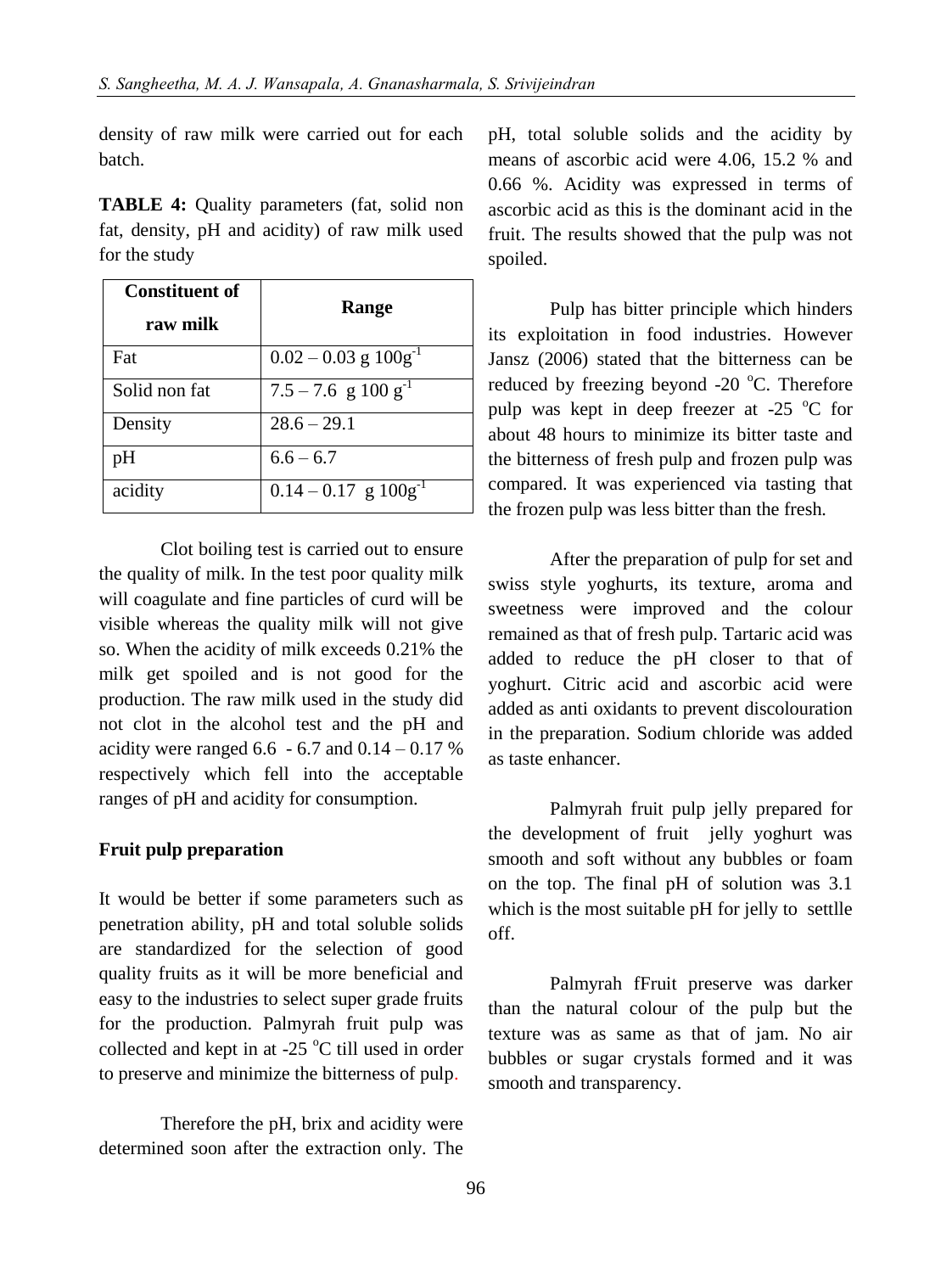density of raw milk were carried out for each batch.

**TABLE 4:** Quality parameters (fat, solid non fat, density, pH and acidity) of raw milk used for the study

| Constituent of raw milk | Range |
|---|---|
| Fat | $0.02 - 0.03$ g $100g^{-1}$ |
| Solid non fat | $7.5 - 7.6$ g $100$ $g^{-1}$ |
| Density | 28.6 – 29.1 |
| pH | 6.6 – 6.7 |
| acidity | $0.14 - 0.17$ g $100g^{-1}$ |

Clot boiling test is carried out to ensure the quality of milk. In the test poor quality milk will coagulate and fine particles of curd will be visible whereas the quality milk will not give so. When the acidity of milk exceeds 0.21% the milk get spoiled and is not good for the production. The raw milk used in the study did not clot in the alcohol test and the pH and acidity were ranged 6.6 - 6.7 and 0.14 – 0.17 % respectively which fell into the acceptable ranges of pH and acidity for consumption.

**Fruit pulp preparation**

It would be better if some parameters such as penetration ability, pH and total soluble solids are standardized for the selection of good quality fruits as it will be more beneficial and easy to the industries to select super grade fruits for the production. Palmyrah fruit pulp was collected and kept in at -25 °C till used in order to preserve and minimize the bitterness of pulp.

Therefore the pH, brix and acidity were determined soon after the extraction only. The pH, total soluble solids and the acidity by means of ascorbic acid were 4.06, 15.2 % and 0.66 %. Acidity was expressed in terms of ascorbic acid as this is the dominant acid in the fruit. The results showed that the pulp was not spoiled.

Pulp has bitter principle which hinders its exploitation in food industries. However Jansz (2006) stated that the bitterness can be reduced by freezing beyond -20 °C. Therefore pulp was kept in deep freezer at -25 °C for about 48 hours to minimize its bitter taste and the bitterness of fresh pulp and frozen pulp was compared. It was experienced via tasting that the frozen pulp was less bitter than the fresh.

After the preparation of pulp for set and swiss style yoghurts, its texture, aroma and sweetness were improved and the colour remained as that of fresh pulp. Tartaric acid was added to reduce the pH closer to that of yoghurt. Citric acid and ascorbic acid were added as anti oxidants to prevent discolouration in the preparation. Sodium chloride was added as taste enhancer.

Palmyrah fruit pulp jelly prepared for the development of fruit jelly yoghurt was smooth and soft without any bubbles or foam on the top. The final pH of solution was 3.1 which is the most suitable pH for jelly to settlle off.

Palmyrah fFruit preserve was darker than the natural colour of the pulp but the texture was as same as that of jam. No air bubbles or sugar crystals formed and it was smooth and transparency.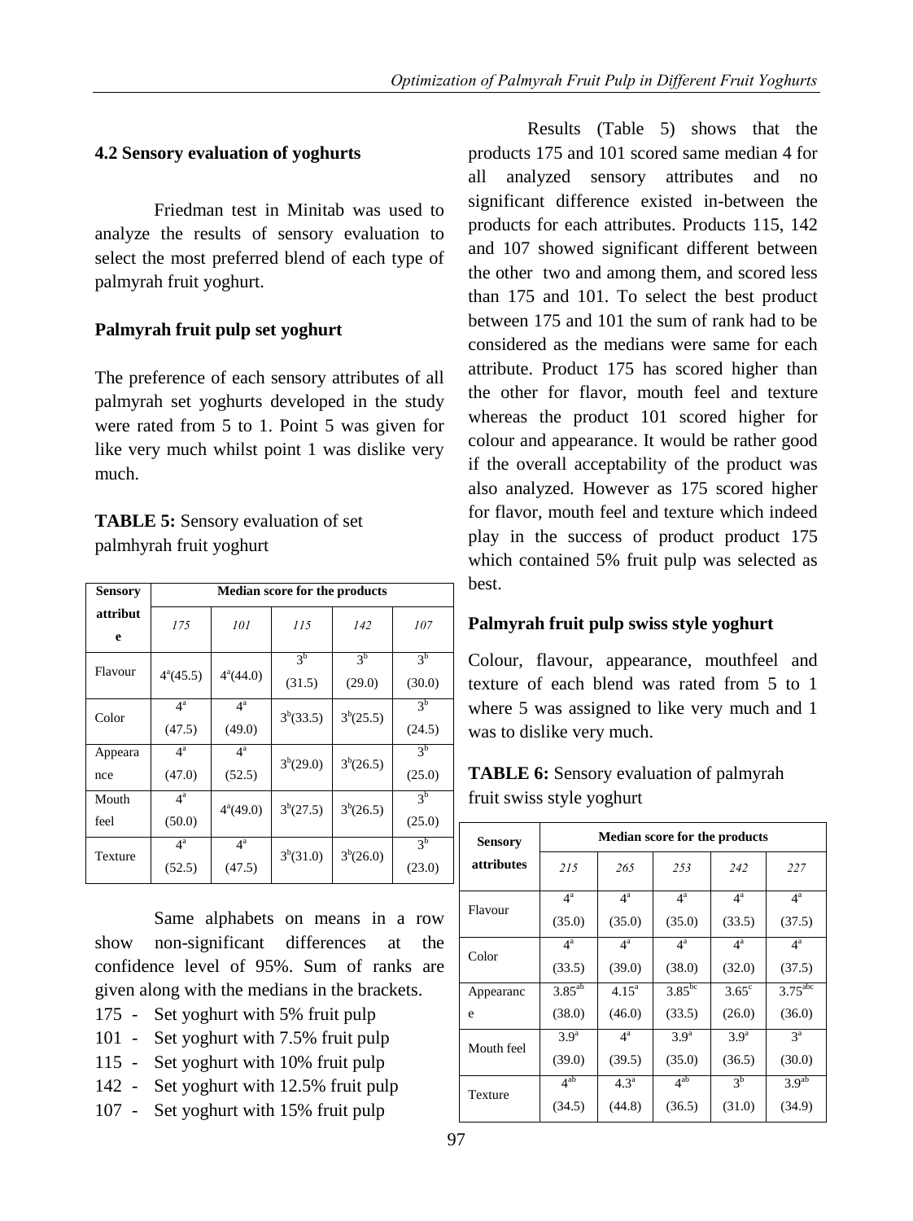### 4.2 Sensory evaluation of yoghurts

Friedman test in Minitab was used to analyze the results of sensory evaluation to select the most preferred blend of each type of palmyrah fruit yoghurt.

#### Palmyrah fruit pulp set yoghurt

The preference of each sensory attributes of all palmyrah set yoghurts developed in the study were rated from 5 to 1. Point 5 was given for like very much whilst point 1 was dislike very much.

**TABLE 5:** Sensory evaluation of set palmhyrah fruit yoghurt

| Sensory attribute | Median score for the products | | | | |
|---|---|---|---|---|---|
| | *175* | *101* | *115* | *142* | *107* |
| Flavour | $4^a$(45.5) | $4^a$(44.0) | $3^b$ (31.5) | $3^b$ (29.0) | $3^b$ (30.0) |
| Color | $4^a$ (47.5) | $4^a$ (49.0) | $3^b$(33.5) | $3^b$(25.5) | $3^b$ (24.5) |
| Appearance | $4^a$ (47.0) | $4^a$ (52.5) | $3^b$(29.0) | $3^b$(26.5) | $3^b$ (25.0) |
| Mouth feel | $4^a$ (50.0) | $4^a$(49.0) | $3^b$(27.5) | $3^b$(26.5) | $3^b$ (25.0) |
| Texture | $4^a$ (52.5) | $4^a$ (47.5) | $3^b$(31.0) | $3^b$(26.0) | $3^b$ (23.0) |

Same alphabets on means in a row show non-significant differences at the confidence level of 95%. Sum of ranks are given along with the medians in the brackets.

175 - Set yoghurt with 5% fruit pulp
101 - Set yoghurt with 7.5% fruit pulp
115 - Set yoghurt with 10% fruit pulp
142 - Set yoghurt with 12.5% fruit pulp
107 - Set yoghurt with 15% fruit pulp

Results (Table 5) shows that the products 175 and 101 scored same median 4 for all analyzed sensory attributes and no significant difference existed in-between the products for each attributes. Products 115, 142 and 107 showed significant different between the other two and among them, and scored less than 175 and 101. To select the best product between 175 and 101 the sum of rank had to be considered as the medians were same for each attribute. Product 175 has scored higher than the other for flavor, mouth feel and texture whereas the product 101 scored higher for colour and appearance. It would be rather good if the overall acceptability of the product was also analyzed. However as 175 scored higher for flavor, mouth feel and texture which indeed play in the success of product product 175 which contained 5% fruit pulp was selected as best.

#### Palmyrah fruit pulp swiss style yoghurt

Colour, flavour, appearance, mouthfeel and texture of each blend was rated from 5 to 1 where 5 was assigned to like very much and 1 was to dislike very much.

**TABLE 6:** Sensory evaluation of palmyrah fruit swiss style yoghurt

| Sensory attributes | Median score for the products | | | | |
|---|---|---|---|---|---|
| | *215* | *265* | *253* | *242* | *227* |
| Flavour | $4^a$ (35.0) | $4^a$ (35.0) | $4^a$ (35.0) | $4^a$ (33.5) | $4^a$ (37.5) |
| Color | $4^a$ (33.5) | $4^a$ (39.0) | $4^a$ (38.0) | $4^a$ (32.0) | $4^a$ (37.5) |
| Appearance | $3.85^{ab}$ (38.0) | $4.15^a$ (46.0) | $3.85^{bc}$ (33.5) | $3.65^c$ (26.0) | $3.75^{abc}$ (36.0) |
| Mouth feel | $3.9^a$ (39.0) | $4^a$ (39.5) | $3.9^a$ (35.0) | $3.9^a$ (36.5) | $3^a$ (30.0) |
| Texture | $4^{ab}$ (34.5) | $4.3^a$ (44.8) | $4^{ab}$ (36.5) | $3^b$ (31.0) | $3.9^{ab}$ (34.9) |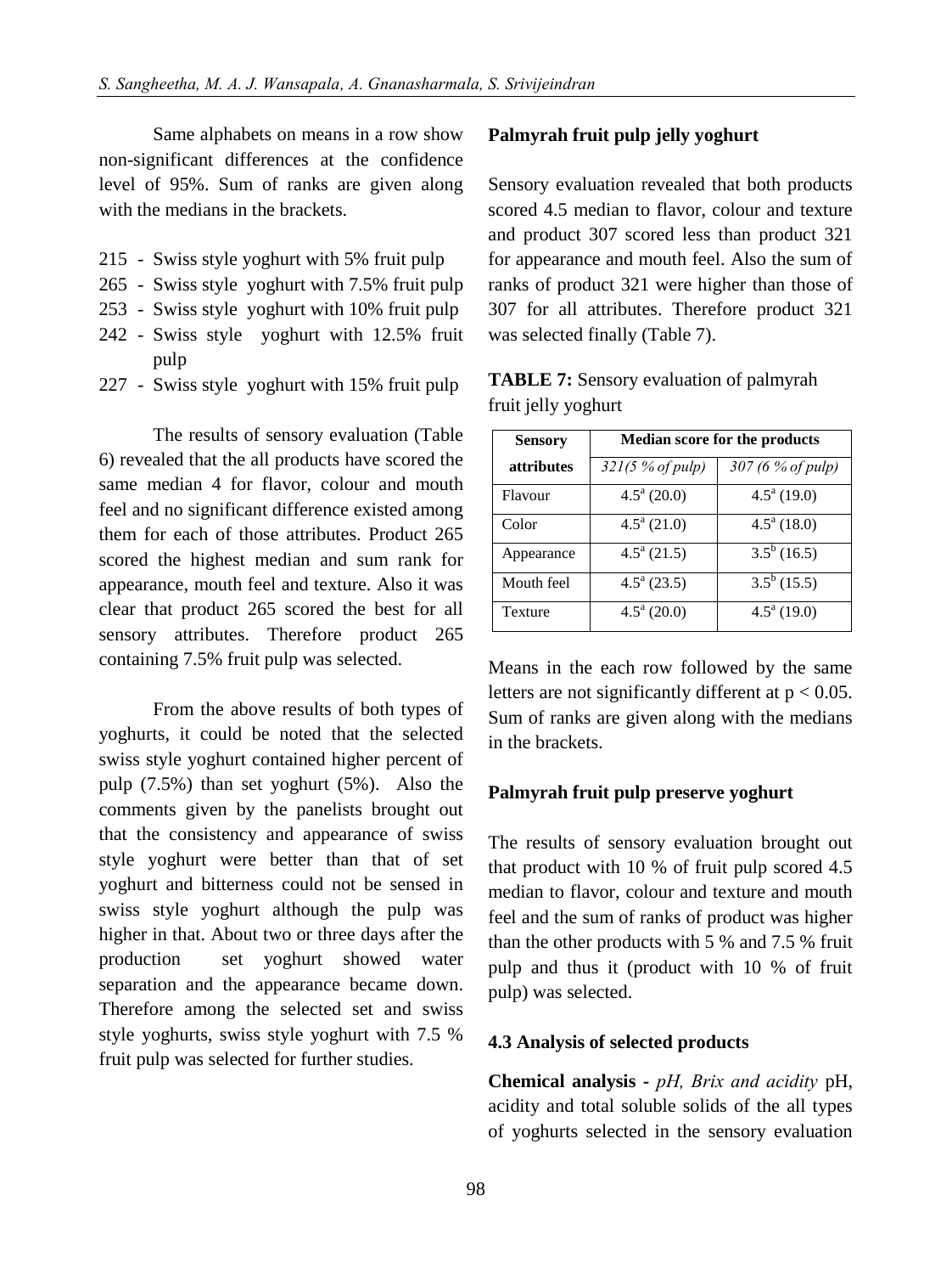Same alphabets on means in a row show non-significant differences at the confidence level of 95%. Sum of ranks are given along with the medians in the brackets.

215 - Swiss style yoghurt with 5% fruit pulp
265 - Swiss style yoghurt with 7.5% fruit pulp
253 - Swiss style yoghurt with 10% fruit pulp
242 - Swiss style yoghurt with 12.5% fruit pulp
227 - Swiss style yoghurt with 15% fruit pulp

The results of sensory evaluation (Table 6) revealed that the all products have scored the same median 4 for flavor, colour and mouth feel and no significant difference existed among them for each of those attributes. Product 265 scored the highest median and sum rank for appearance, mouth feel and texture. Also it was clear that product 265 scored the best for all sensory attributes. Therefore product 265 containing 7.5% fruit pulp was selected.

From the above results of both types of yoghurts, it could be noted that the selected swiss style yoghurt contained higher percent of pulp (7.5%) than set yoghurt (5%). Also the comments given by the panelists brought out that the consistency and appearance of swiss style yoghurt were better than that of set yoghurt and bitterness could not be sensed in swiss style yoghurt although the pulp was higher in that. About two or three days after the production set yoghurt showed water separation and the appearance became down. Therefore among the selected set and swiss style yoghurts, swiss style yoghurt with 7.5 % fruit pulp was selected for further studies.

**Palmyrah fruit pulp jelly yoghurt**

Sensory evaluation revealed that both products scored 4.5 median to flavor, colour and texture and product 307 scored less than product 321 for appearance and mouth feel. Also the sum of ranks of product 321 were higher than those of 307 for all attributes. Therefore product 321 was selected finally (Table 7).

**TABLE 7:** Sensory evaluation of palmyrah fruit jelly yoghurt

| Sensory attributes | Median score for the products | |
|---|---|---|
| | *321(5 % of pulp)* | *307 (6 % of pulp)* |
| Flavour | $4.5^a$ (20.0) | $4.5^a$ (19.0) |
| Color | $4.5^a$ (21.0) | $4.5^a$ (18.0) |
| Appearance | $4.5^a$ (21.5) | $3.5^b$ (16.5) |
| Mouth feel | $4.5^a$ (23.5) | $3.5^b$ (15.5) |
| Texture | $4.5^a$ (20.0) | $4.5^a$ (19.0) |

Means in the each row followed by the same letters are not significantly different at $p < 0.05$. Sum of ranks are given along with the medians in the brackets.

**Palmyrah fruit pulp preserve yoghurt**

The results of sensory evaluation brought out that product with 10 % of fruit pulp scored 4.5 median to flavor, colour and texture and mouth feel and the sum of ranks of product was higher than the other products with 5 % and 7.5 % fruit pulp and thus it (product with 10 % of fruit pulp) was selected.

**4.3 Analysis of selected products**

**Chemical analysis -** *pH, Brix and acidity* pH, acidity and total soluble solids of the all types of yoghurts selected in the sensory evaluation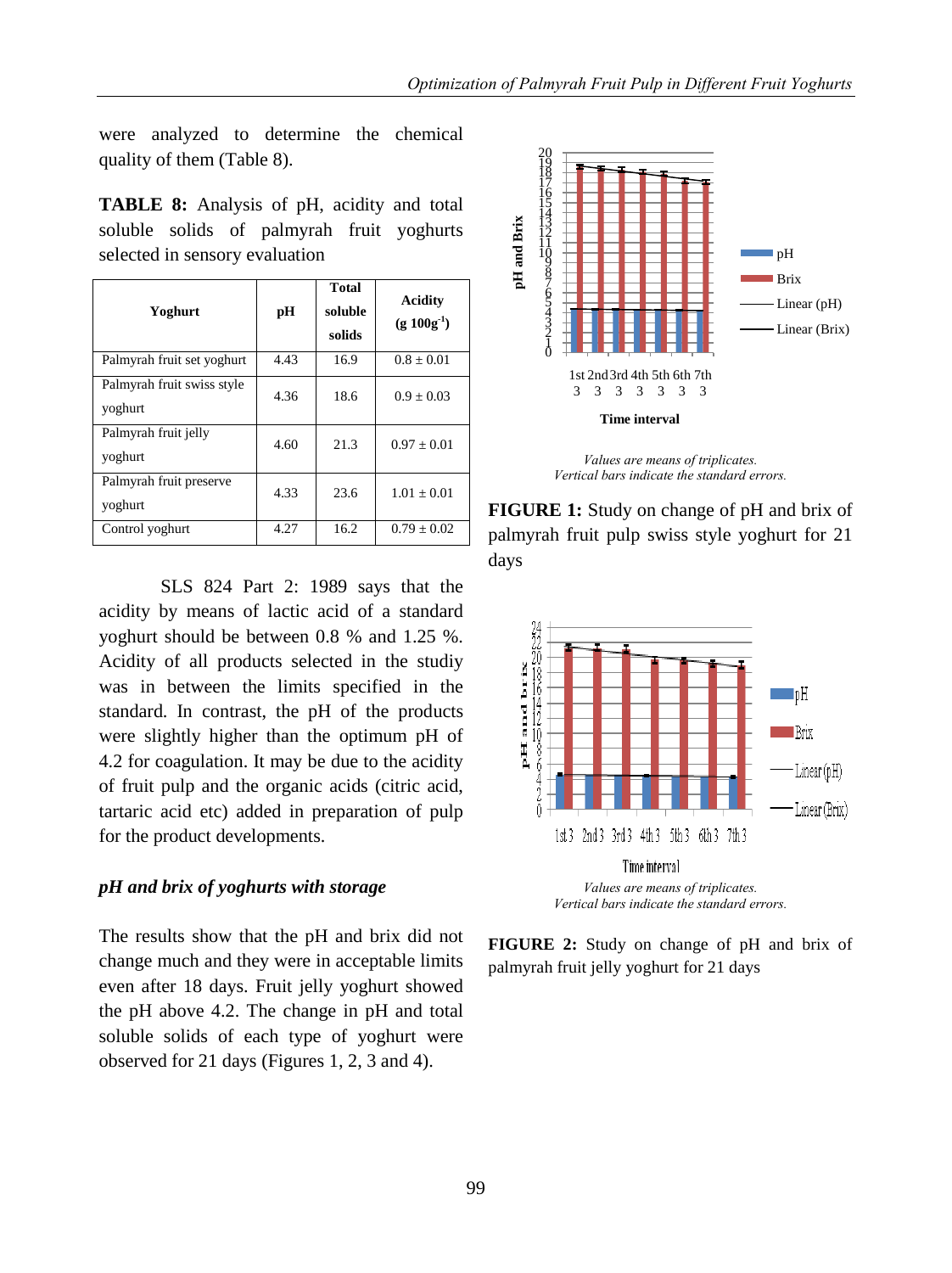were analyzed to determine the chemical quality of them (Table 8).

**TABLE 8:** Analysis of pH, acidity and total soluble solids of palmyrah fruit yoghurts selected in sensory evaluation

| Yoghurt | pH | Total soluble solids | Acidity (g $100g^{-1}$) |
|---|---|---|---|
| Palmyrah fruit set yoghurt | 4.43 | 16.9 | 0.8 ± 0.01 |
| Palmyrah fruit swiss style yoghurt | 4.36 | 18.6 | 0.9 ± 0.03 |
| Palmyrah fruit jelly yoghurt | 4.60 | 21.3 | 0.97 ± 0.01 |
| Palmyrah fruit preserve yoghurt | 4.33 | 23.6 | 1.01 ± 0.01 |
| Control yoghurt | 4.27 | 16.2 | 0.79 ± 0.02 |

SLS 824 Part 2: 1989 says that the acidity by means of lactic acid of a standard yoghurt should be between 0.8 % and 1.25 %. Acidity of all products selected in the studiy was in between the limits specified in the standard. In contrast, the pH of the products were slightly higher than the optimum pH of 4.2 for coagulation. It may be due to the acidity of fruit pulp and the organic acids (citric acid, tartaric acid etc) added in preparation of pulp for the product developments.

### *pH and brix of yoghurts with storage*

The results show that the pH and brix did not change much and they were in acceptable limits even after 18 days. Fruit jelly yoghurt showed the pH above 4.2. The change in pH and total soluble solids of each type of yoghurt were observed for 21 days (Figures 1, 2, 3 and 4).

*Values are means of triplicates.*
*Vertical bars indicate the standard errors.*

**FIGURE 1:** Study on change of pH and brix of palmyrah fruit pulp swiss style yoghurt for 21 days

*Values are means of triplicates.*
*Vertical bars indicate the standard errors.*

**FIGURE 2:** Study on change of pH and brix of palmyrah fruit jelly yoghurt for 21 days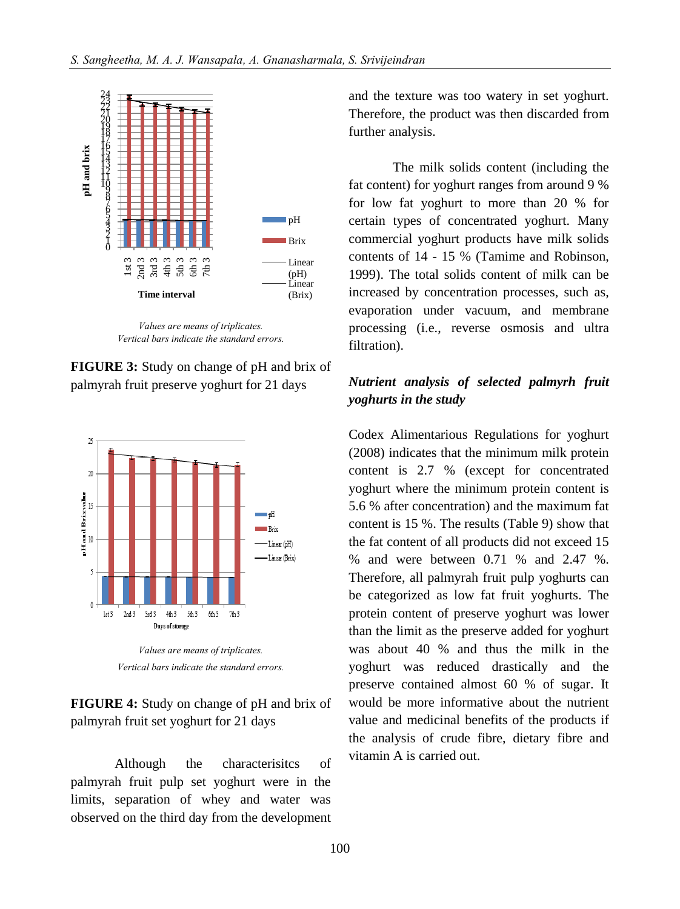Values are means of triplicates.
Vertical bars indicate the standard errors.

**FIGURE 3:** Study on change of pH and brix of palmyrah fruit preserve yoghurt for 21 days

Values are means of triplicates.
Vertical bars indicate the standard errors.

**FIGURE 4:** Study on change of pH and brix of palmyrah fruit set yoghurt for 21 days

Although the characterisitcs of palmyrah fruit pulp set yoghurt were in the limits, separation of whey and water was observed on the third day from the development and the texture was too watery in set yoghurt. Therefore, the product was then discarded from further analysis.

The milk solids content (including the fat content) for yoghurt ranges from around 9 % for low fat yoghurt to more than 20 % for certain types of concentrated yoghurt. Many commercial yoghurt products have milk solids contents of 14 - 15 % (Tamime and Robinson, 1999). The total solids content of milk can be increased by concentration processes, such as, evaporation under vacuum, and membrane processing (i.e., reverse osmosis and ultra filtration).

### *Nutrient analysis of selected palmyrh fruit yoghurts in the study*

Codex Alimentarious Regulations for yoghurt (2008) indicates that the minimum milk protein content is 2.7 % (except for concentrated yoghurt where the minimum protein content is 5.6 % after concentration) and the maximum fat content is 15 %. The results (Table 9) show that the fat content of all products did not exceed 15 % and were between 0.71 % and 2.47 %. Therefore, all palmyrah fruit pulp yoghurts can be categorized as low fat fruit yoghurts. The protein content of preserve yoghurt was lower than the limit as the preserve added for yoghurt was about 40 % and thus the milk in the yoghurt was reduced drastically and the preserve contained almost 60 % of sugar. It would be more informative about the nutrient value and medicinal benefits of the products if the analysis of crude fibre, dietary fibre and vitamin A is carried out.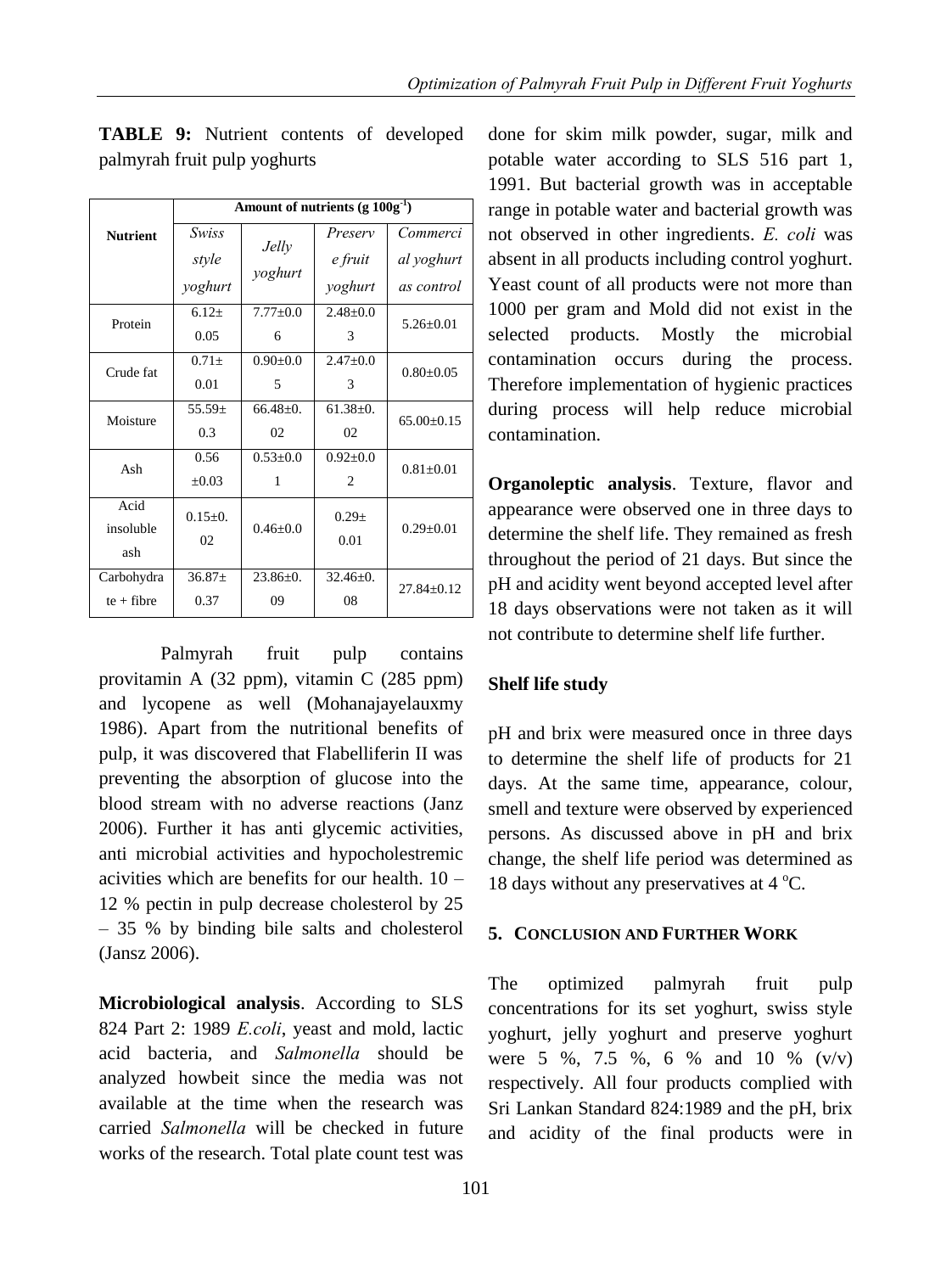**TABLE 9:** Nutrient contents of developed palmyrah fruit pulp yoghurts

| Nutrient | Amount of nutrients (g $100g^{-1}$) | | | |
|---|---|---|---|---|
| | *Swiss style yoghurt* | *Jelly yoghurt* | *Preserve fruit yoghurt* | *Commercial yoghurt as control* |
| Protein | 6.12± 0.05 | 7.77±0.06 | 2.48±0.03 | 5.26±0.01 |
| Crude fat | 0.71± 0.01 | 0.90±0.05 | 2.47±0.03 | 0.80±0.05 |
| Moisture | 55.59± 0.3 | 66.48±0.02 | 61.38±0.02 | 65.00±0.15 |
| Ash | 0.56 ±0.03 | 0.53±0.01 | 0.92±0.02 | 0.81±0.01 |
| Acid insoluble ash | 0.15±0.02 | 0.46±0.0 | 0.29± 0.01 | 0.29±0.01 |
| Carbohydrate + fibre | 36.87± 0.37 | 23.86±0.09 | 32.46±0.08 | 27.84±0.12 |

Palmyrah fruit pulp contains provitamin A (32 ppm), vitamin C (285 ppm) and lycopene as well (Mohanajayelauxmy 1986). Apart from the nutritional benefits of pulp, it was discovered that Flabelliferin II was preventing the absorption of glucose into the blood stream with no adverse reactions (Janz 2006). Further it has anti glycemic activities, anti microbial activities and hypocholestremic acivities which are benefits for our health. 10 – 12 % pectin in pulp decrease cholesterol by 25 – 35 % by binding bile salts and cholesterol (Jansz 2006).

**Microbiological analysis**. According to SLS 824 Part 2: 1989 *E.coli*, yeast and mold, lactic acid bacteria, and *Salmonella* should be analyzed howbeit since the media was not available at the time when the research was carried *Salmonella* will be checked in future works of the research. Total plate count test was done for skim milk powder, sugar, milk and potable water according to SLS 516 part 1, 1991. But bacterial growth was in acceptable range in potable water and bacterial growth was not observed in other ingredients. *E. coli* was absent in all products including control yoghurt. Yeast count of all products were not more than 1000 per gram and Mold did not exist in the selected products. Mostly the microbial contamination occurs during the process. Therefore implementation of hygienic practices during process will help reduce microbial contamination.

**Organoleptic analysis**. Texture, flavor and appearance were observed one in three days to determine the shelf life. They remained as fresh throughout the period of 21 days. But since the pH and acidity went beyond accepted level after 18 days observations were not taken as it will not contribute to determine shelf life further.

### Shelf life study

pH and brix were measured once in three days to determine the shelf life of products for 21 days. At the same time, appearance, colour, smell and texture were observed by experienced persons. As discussed above in pH and brix change, the shelf life period was determined as 18 days without any preservatives at 4 $^{o}$C.

## 5. Conclusion and Further Work

The optimized palmyrah fruit pulp concentrations for its set yoghurt, swiss style yoghurt, jelly yoghurt and preserve yoghurt were 5 %, 7.5 %, 6 % and 10 % (v/v) respectively. All four products complied with Sri Lankan Standard 824:1989 and the pH, brix and acidity of the final products were in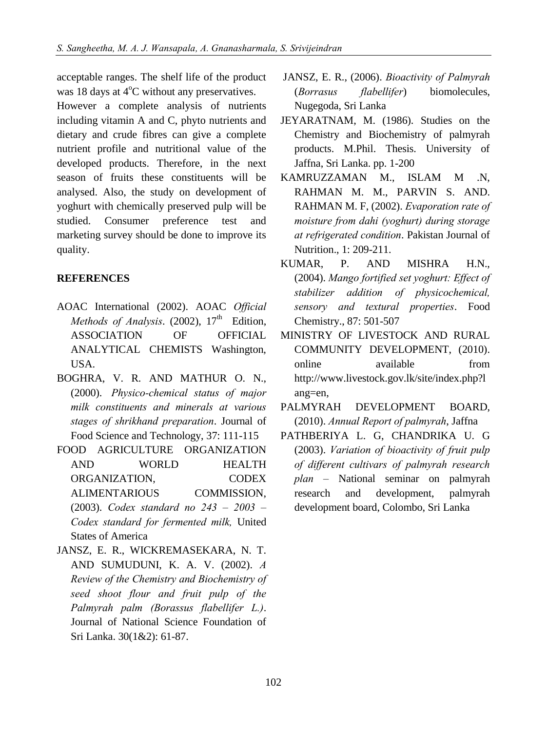acceptable ranges. The shelf life of the product was 18 days at $4^oC$ without any preservatives.

However a complete analysis of nutrients including vitamin A and C, phyto nutrients and dietary and crude fibres can give a complete nutrient profile and nutritional value of the developed products. Therefore, in the next season of fruits these constituents will be analysed. Also, the study on development of yoghurt with chemically preserved pulp will be studied. Consumer preference test and marketing survey should be done to improve its quality.

## REFERENCES

AOAC International (2002). AOAC *Official Methods of Analysis*. (2002), $17^{th}$ Edition, ASSOCIATION OF OFFICIAL ANALYTICAL CHEMISTS Washington, USA.

BOGHRA, V. R. AND MATHUR O. N., (2000). *Physico-chemical status of major milk constituents and minerals at various stages of shrikhand preparation*. Journal of Food Science and Technology, 37: 111-115

FOOD AGRICULTURE ORGANIZATION AND WORLD HEALTH ORGANIZATION, CODEX ALIMENTARIOUS COMMISSION, (2003). *Codex standard no 243 – 2003 – Codex standard for fermented milk,* United States of America

JANSZ, E. R., WICKREMASEKARA, N. T. AND SUMUDUNI, K. A. V. (2002). *A Review of the Chemistry and Biochemistry of seed shoot flour and fruit pulp of the Palmyrah palm (Borassus flabellifer L.)*. Journal of National Science Foundation of Sri Lanka. 30(1&2): 61-87.

JANSZ, E. R., (2006). *Bioactivity of Palmyrah* (*Borrasus flabellifer*) biomolecules, Nugegoda, Sri Lanka

JEYARATNAM, M. (1986). Studies on the Chemistry and Biochemistry of palmyrah products. M.Phil. Thesis. University of Jaffna, Sri Lanka. pp. 1-200

KAMRUZZAMAN M., ISLAM M .N, RAHMAN M. M., PARVIN S. AND. RAHMAN M. F, (2002). *Evaporation rate of moisture from dahi (yoghurt) during storage at refrigerated condition*. Pakistan Journal of Nutrition., 1: 209-211.

KUMAR, P. AND MISHRA H.N., (2004). *Mango fortified set yoghurt: Effect of stabilizer addition of physicochemical, sensory and textural properties*. Food Chemistry., 87: 501-507

MINISTRY OF LIVESTOCK AND RURAL COMMUNITY DEVELOPMENT, (2010). online available from http://www.livestock.gov.lk/site/index.php?lang=en,

PALMYRAH DEVELOPMENT BOARD, (2010). *Annual Report of palmyrah*, Jaffna

PATHBERIYA L. G, CHANDRIKA U. G (2003). *Variation of bioactivity of fruit pulp of different cultivars of palmyrah research plan* – National seminar on palmyrah research and development, palmyrah development board, Colombo, Sri Lanka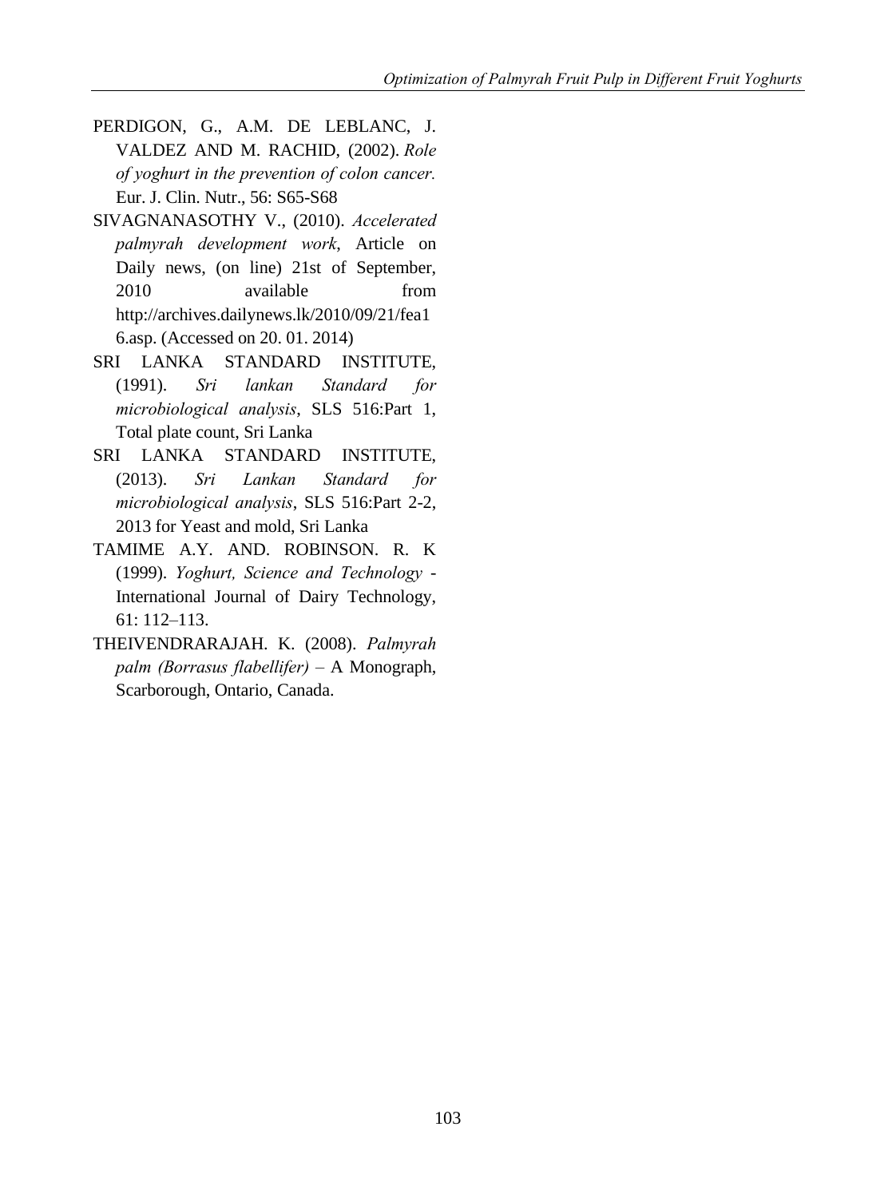PERDIGON, G., A.M. DE LEBLANC, J. VALDEZ AND M. RACHID, (2002). *Role of yoghurt in the prevention of colon cancer.* Eur. J. Clin. Nutr., 56: S65-S68

SIVAGNANASOTHY V., (2010). *Accelerated palmyrah development work*, Article on Daily news, (on line) 21st of September, 2010 available from http://archives.dailynews.lk/2010/09/21/fea16.asp. (Accessed on 20. 01. 2014)

SRI LANKA STANDARD INSTITUTE, (1991). *Sri lankan Standard for microbiological analysis*, SLS 516:Part 1, Total plate count, Sri Lanka

SRI LANKA STANDARD INSTITUTE, (2013). *Sri Lankan Standard for microbiological analysis*, SLS 516:Part 2-2, 2013 for Yeast and mold, Sri Lanka

TAMIME A.Y. AND. ROBINSON. R. K (1999). *Yoghurt, Science and Technology* - International Journal of Dairy Technology, 61: 112–113.

THEIVENDRARAJAH. K. (2008). *Palmyrah palm (Borrasus flabellifer)* – A Monograph, Scarborough, Ontario, Canada.